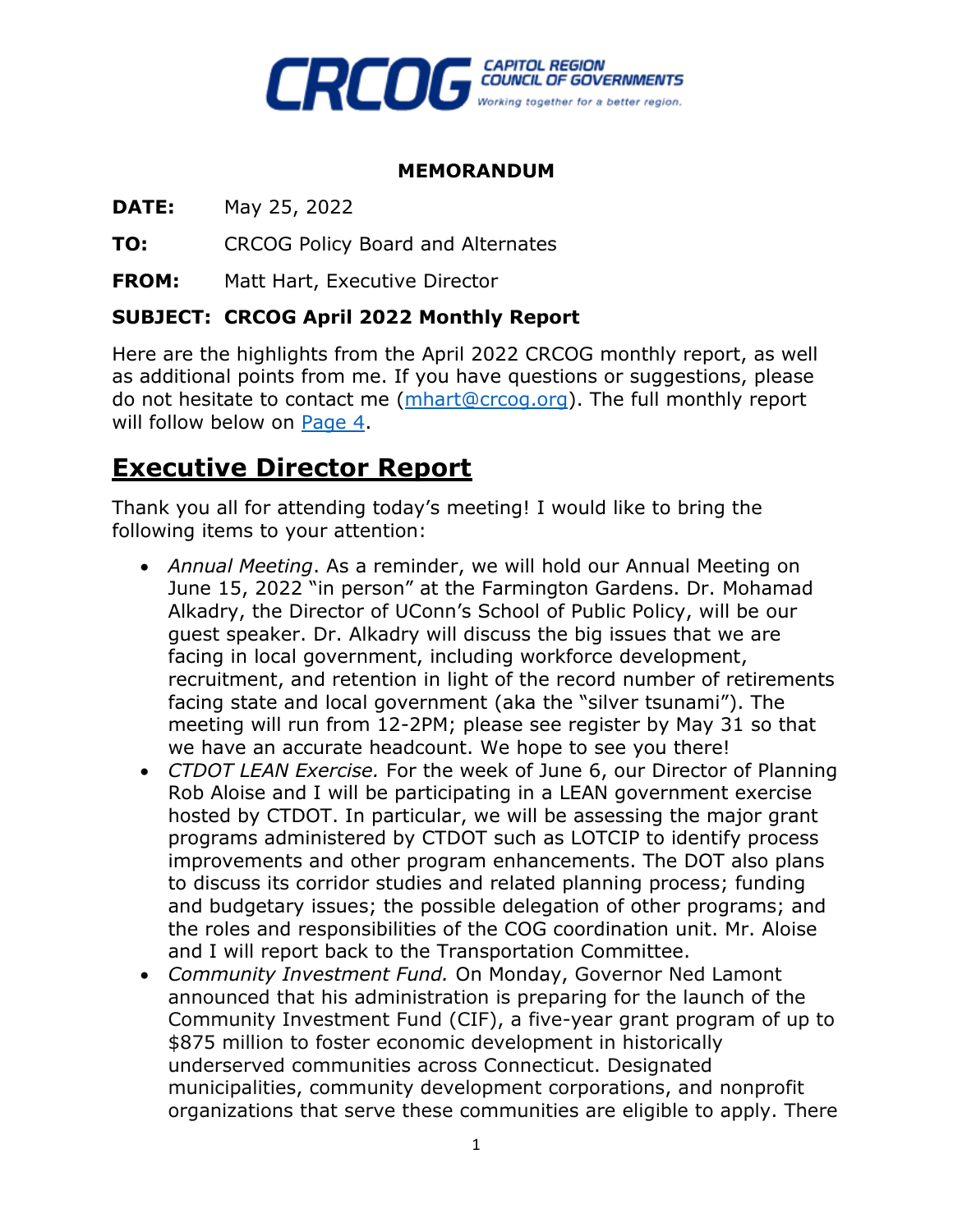CAPITOL REGION COUNCIL OF GOVERNMENTS
*Working together for a better region.*

**MEMORANDUM**

**DATE:** May 25, 2022

**TO:** CRCOG Policy Board and Alternates

**FROM:** Matt Hart, Executive Director

**SUBJECT: CRCOG April 2022 Monthly Report**

Here are the highlights from the April 2022 CRCOG monthly report, as well as additional points from me. If you have questions or suggestions, please do not hesitate to contact me (mhart@crcog.org). The full monthly report will follow below on Page 4.

# Executive Director Report

Thank you all for attending today's meeting! I would like to bring the following items to your attention:

- *Annual Meeting*. As a reminder, we will hold our Annual Meeting on June 15, 2022 "in person" at the Farmington Gardens. Dr. Mohamad Alkadry, the Director of UConn's School of Public Policy, will be our guest speaker. Dr. Alkadry will discuss the big issues that we are facing in local government, including workforce development, recruitment, and retention in light of the record number of retirements facing state and local government (aka the "silver tsunami"). The meeting will run from 12-2PM; please see register by May 31 so that we have an accurate headcount. We hope to see you there!
- *CTDOT LEAN Exercise.* For the week of June 6, our Director of Planning Rob Aloise and I will be participating in a LEAN government exercise hosted by CTDOT. In particular, we will be assessing the major grant programs administered by CTDOT such as LOTCIP to identify process improvements and other program enhancements. The DOT also plans to discuss its corridor studies and related planning process; funding and budgetary issues; the possible delegation of other programs; and the roles and responsibilities of the COG coordination unit. Mr. Aloise and I will report back to the Transportation Committee.
- *Community Investment Fund.* On Monday, Governor Ned Lamont announced that his administration is preparing for the launch of the Community Investment Fund (CIF), a five-year grant program of up to $875 million to foster economic development in historically underserved communities across Connecticut. Designated municipalities, community development corporations, and nonprofit organizations that serve these communities are eligible to apply. There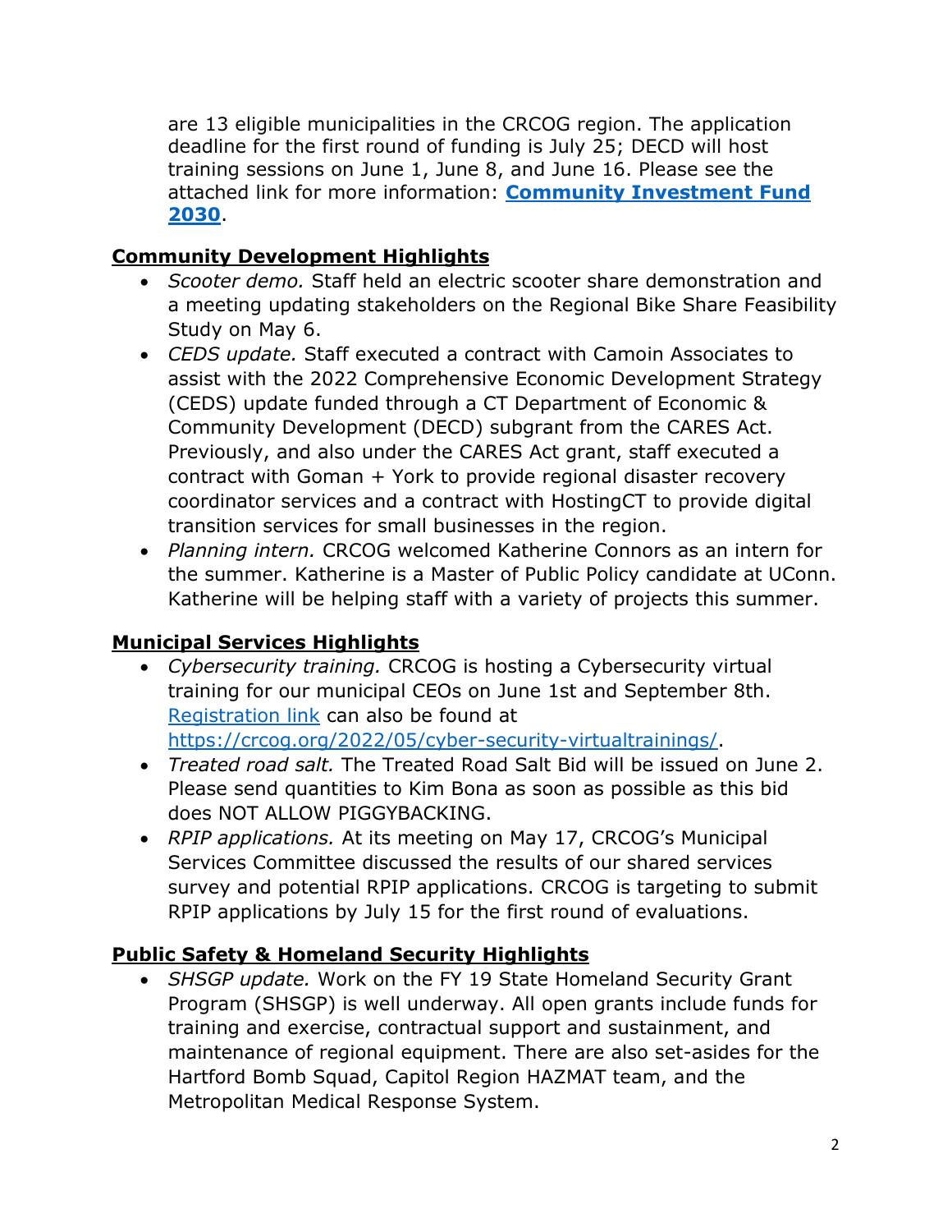are 13 eligible municipalities in the CRCOG region. The application deadline for the first round of funding is July 25; DECD will host training sessions on June 1, June 8, and June 16. Please see the attached link for more information: **[Community Investment Fund 2030](#)**.

## Community Development Highlights

- *Scooter demo.* Staff held an electric scooter share demonstration and a meeting updating stakeholders on the Regional Bike Share Feasibility Study on May 6.
- *CEDS update.* Staff executed a contract with Camoin Associates to assist with the 2022 Comprehensive Economic Development Strategy (CEDS) update funded through a CT Department of Economic & Community Development (DECD) subgrant from the CARES Act. Previously, and also under the CARES Act grant, staff executed a contract with Goman + York to provide regional disaster recovery coordinator services and a contract with HostingCT to provide digital transition services for small businesses in the region.
- *Planning intern.* CRCOG welcomed Katherine Connors as an intern for the summer. Katherine is a Master of Public Policy candidate at UConn. Katherine will be helping staff with a variety of projects this summer.

## Municipal Services Highlights

- *Cybersecurity training.* CRCOG is hosting a Cybersecurity virtual training for our municipal CEOs on June 1st and September 8th. [Registration link](https://crcog.org/2022/05/cyber-security-virtualtrainings/) can also be found at https://crcog.org/2022/05/cyber-security-virtualtrainings/.
- *Treated road salt.* The Treated Road Salt Bid will be issued on June 2. Please send quantities to Kim Bona as soon as possible as this bid does NOT ALLOW PIGGYBACKING.
- *RPIP applications.* At its meeting on May 17, CRCOG's Municipal Services Committee discussed the results of our shared services survey and potential RPIP applications. CRCOG is targeting to submit RPIP applications by July 15 for the first round of evaluations.

## Public Safety & Homeland Security Highlights

- *SHSGP update.* Work on the FY 19 State Homeland Security Grant Program (SHSGP) is well underway. All open grants include funds for training and exercise, contractual support and sustainment, and maintenance of regional equipment. There are also set-asides for the Hartford Bomb Squad, Capitol Region HAZMAT team, and the Metropolitan Medical Response System.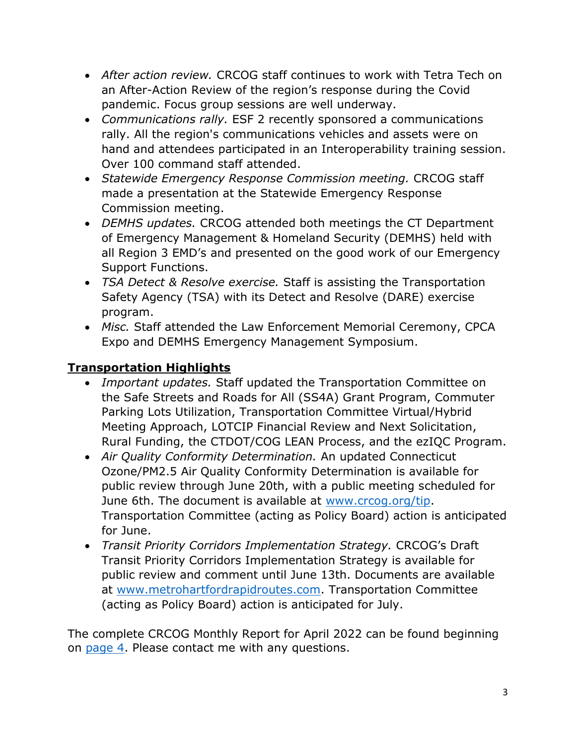- *After action review.* CRCOG staff continues to work with Tetra Tech on an After-Action Review of the region's response during the Covid pandemic. Focus group sessions are well underway.
- *Communications rally.* ESF 2 recently sponsored a communications rally. All the region's communications vehicles and assets were on hand and attendees participated in an Interoperability training session. Over 100 command staff attended.
- *Statewide Emergency Response Commission meeting.* CRCOG staff made a presentation at the Statewide Emergency Response Commission meeting.
- *DEMHS updates.* CRCOG attended both meetings the CT Department of Emergency Management & Homeland Security (DEMHS) held with all Region 3 EMD's and presented on the good work of our Emergency Support Functions.
- *TSA Detect & Resolve exercise.* Staff is assisting the Transportation Safety Agency (TSA) with its Detect and Resolve (DARE) exercise program.
- *Misc.* Staff attended the Law Enforcement Memorial Ceremony, CPCA Expo and DEMHS Emergency Management Symposium.

**Transportation Highlights**

- *Important updates.* Staff updated the Transportation Committee on the Safe Streets and Roads for All (SS4A) Grant Program, Commuter Parking Lots Utilization, Transportation Committee Virtual/Hybrid Meeting Approach, LOTCIP Financial Review and Next Solicitation, Rural Funding, the CTDOT/COG LEAN Process, and the ezIQC Program.
- *Air Quality Conformity Determination.* An updated Connecticut Ozone/PM2.5 Air Quality Conformity Determination is available for public review through June 20th, with a public meeting scheduled for June 6th. The document is available at [www.crcog.org/tip](www.crcog.org/tip). Transportation Committee (acting as Policy Board) action is anticipated for June.
- *Transit Priority Corridors Implementation Strategy.* CRCOG's Draft Transit Priority Corridors Implementation Strategy is available for public review and comment until June 13th. Documents are available at [www.metrohartfordrapidroutes.com](www.metrohartfordrapidroutes.com). Transportation Committee (acting as Policy Board) action is anticipated for July.

The complete CRCOG Monthly Report for April 2022 can be found beginning on page 4. Please contact me with any questions.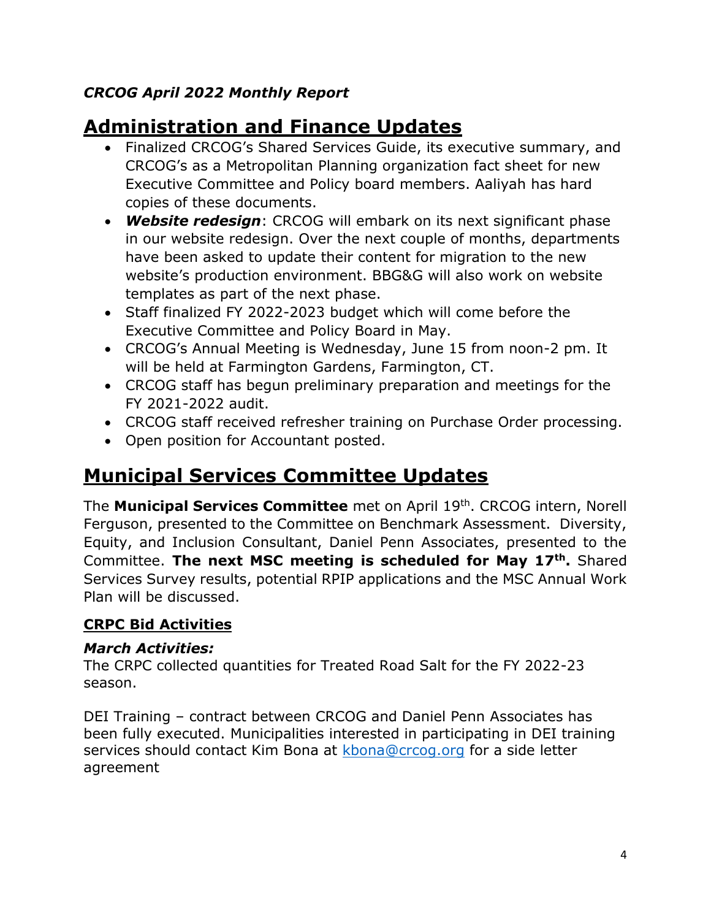*CRCOG April 2022 Monthly Report*

# Administration and Finance Updates

- Finalized CRCOG's Shared Services Guide, its executive summary, and CRCOG's as a Metropolitan Planning organization fact sheet for new Executive Committee and Policy board members. Aaliyah has hard copies of these documents.
- ***Website redesign***: CRCOG will embark on its next significant phase in our website redesign. Over the next couple of months, departments have been asked to update their content for migration to the new website's production environment. BBG&G will also work on website templates as part of the next phase.
- Staff finalized FY 2022-2023 budget which will come before the Executive Committee and Policy Board in May.
- CRCOG's Annual Meeting is Wednesday, June 15 from noon-2 pm. It will be held at Farmington Gardens, Farmington, CT.
- CRCOG staff has begun preliminary preparation and meetings for the FY 2021-2022 audit.
- CRCOG staff received refresher training on Purchase Order processing.
- Open position for Accountant posted.

# Municipal Services Committee Updates

The **Municipal Services Committee** met on April 19th. CRCOG intern, Norell Ferguson, presented to the Committee on Benchmark Assessment. Diversity, Equity, and Inclusion Consultant, Daniel Penn Associates, presented to the Committee. **The next MSC meeting is scheduled for May 17th.** Shared Services Survey results, potential RPIP applications and the MSC Annual Work Plan will be discussed.

## CRPC Bid Activities

### *March Activities:*

The CRPC collected quantities for Treated Road Salt for the FY 2022-23 season.

DEI Training – contract between CRCOG and Daniel Penn Associates has been fully executed. Municipalities interested in participating in DEI training services should contact Kim Bona at [kbona@crcog.org](mailto:kbona@crcog.org) for a side letter agreement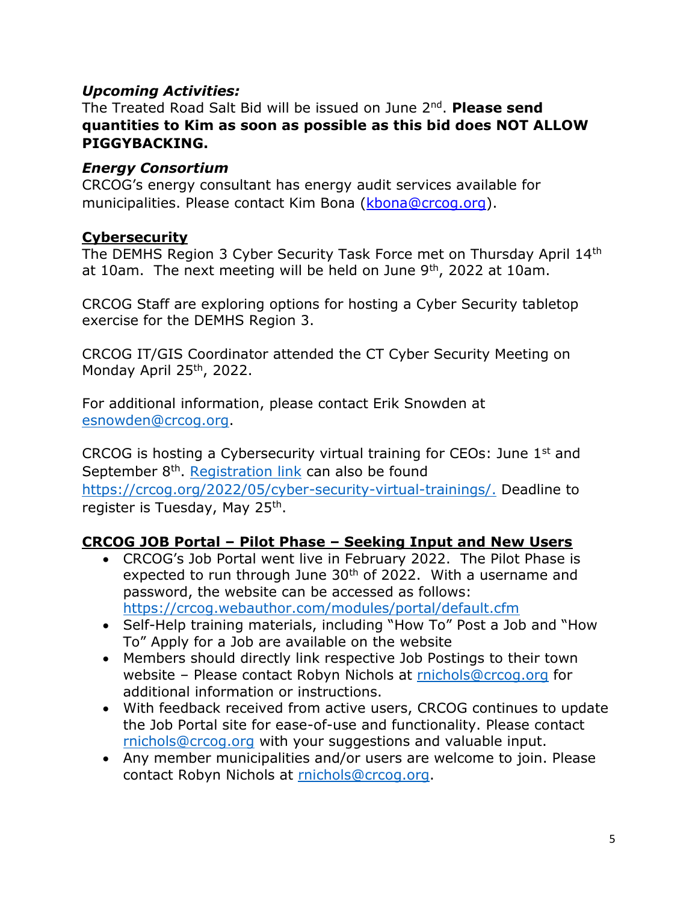***Upcoming Activities:***
The Treated Road Salt Bid will be issued on June 2nd. **Please send quantities to Kim as soon as possible as this bid does NOT ALLOW PIGGYBACKING.**

***Energy Consortium***
CRCOG's energy consultant has energy audit services available for municipalities. Please contact Kim Bona (kbona@crcog.org).

**Cybersecurity**

The DEMHS Region 3 Cyber Security Task Force met on Thursday April 14th at 10am. The next meeting will be held on June 9th, 2022 at 10am.

CRCOG Staff are exploring options for hosting a Cyber Security tabletop exercise for the DEMHS Region 3.

CRCOG IT/GIS Coordinator attended the CT Cyber Security Meeting on Monday April 25th, 2022.

For additional information, please contact Erik Snowden at esnowden@crcog.org.

CRCOG is hosting a Cybersecurity virtual training for CEOs: June 1st and September 8th. Registration link can also be found https://crcog.org/2022/05/cyber-security-virtual-trainings/. Deadline to register is Tuesday, May 25th.

**CRCOG JOB Portal – Pilot Phase – Seeking Input and New Users**

- CRCOG's Job Portal went live in February 2022. The Pilot Phase is expected to run through June 30th of 2022. With a username and password, the website can be accessed as follows: https://crcog.webauthor.com/modules/portal/default.cfm
- Self-Help training materials, including "How To" Post a Job and "How To" Apply for a Job are available on the website
- Members should directly link respective Job Postings to their town website – Please contact Robyn Nichols at rnichols@crcog.org for additional information or instructions.
- With feedback received from active users, CRCOG continues to update the Job Portal site for ease-of-use and functionality. Please contact rnichols@crcog.org with your suggestions and valuable input.
- Any member municipalities and/or users are welcome to join. Please contact Robyn Nichols at rnichols@crcog.org.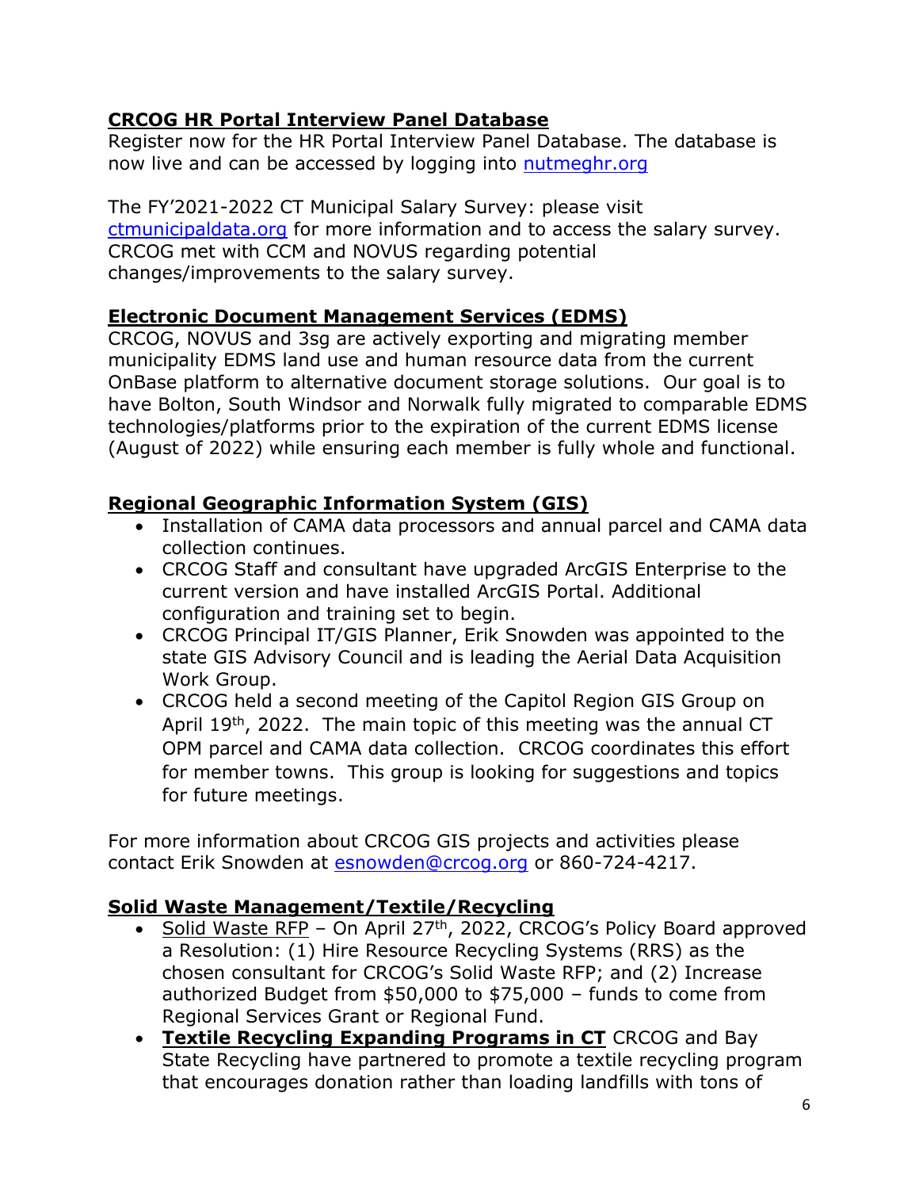## **CRCOG HR Portal Interview Panel Database**

Register now for the HR Portal Interview Panel Database. The database is now live and can be accessed by logging into [nutmeghr.org](nutmeghr.org)

The FY'2021-2022 CT Municipal Salary Survey: please visit [ctmunicipaldata.org](ctmunicipaldata.org) for more information and to access the salary survey. CRCOG met with CCM and NOVUS regarding potential changes/improvements to the salary survey.

## **Electronic Document Management Services (EDMS)**

CRCOG, NOVUS and 3sg are actively exporting and migrating member municipality EDMS land use and human resource data from the current OnBase platform to alternative document storage solutions. Our goal is to have Bolton, South Windsor and Norwalk fully migrated to comparable EDMS technologies/platforms prior to the expiration of the current EDMS license (August of 2022) while ensuring each member is fully whole and functional.

## **Regional Geographic Information System (GIS)**

- Installation of CAMA data processors and annual parcel and CAMA data collection continues.
- CRCOG Staff and consultant have upgraded ArcGIS Enterprise to the current version and have installed ArcGIS Portal. Additional configuration and training set to begin.
- CRCOG Principal IT/GIS Planner, Erik Snowden was appointed to the state GIS Advisory Council and is leading the Aerial Data Acquisition Work Group.
- CRCOG held a second meeting of the Capitol Region GIS Group on April 19th, 2022. The main topic of this meeting was the annual CT OPM parcel and CAMA data collection. CRCOG coordinates this effort for member towns. This group is looking for suggestions and topics for future meetings.

For more information about CRCOG GIS projects and activities please contact Erik Snowden at [esnowden@crcog.org](mailto:esnowden@crcog.org) or 860-724-4217.

## **Solid Waste Management/Textile/Recycling**

- Solid Waste RFP – On April 27th, 2022, CRCOG's Policy Board approved a Resolution: (1) Hire Resource Recycling Systems (RRS) as the chosen consultant for CRCOG's Solid Waste RFP; and (2) Increase authorized Budget from $50,000 to $75,000 – funds to come from Regional Services Grant or Regional Fund.
- **Textile Recycling Expanding Programs in CT** CRCOG and Bay State Recycling have partnered to promote a textile recycling program that encourages donation rather than loading landfills with tons of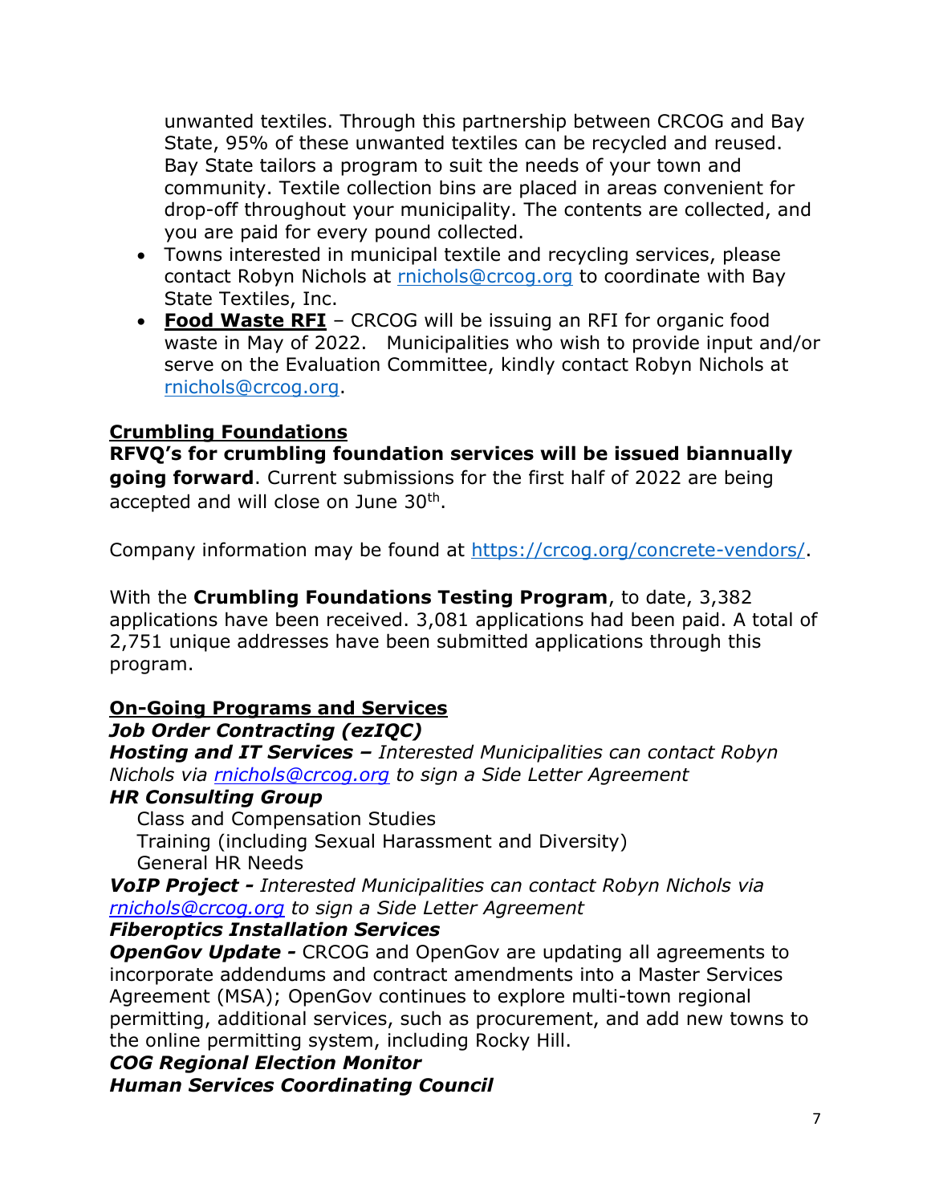unwanted textiles. Through this partnership between CRCOG and Bay State, 95% of these unwanted textiles can be recycled and reused. Bay State tailors a program to suit the needs of your town and community. Textile collection bins are placed in areas convenient for drop-off throughout your municipality. The contents are collected, and you are paid for every pound collected.

- Towns interested in municipal textile and recycling services, please contact Robyn Nichols at [rnichols@crcog.org](mailto:rnichols@crcog.org) to coordinate with Bay State Textiles, Inc.
- **Food Waste RFI** – CRCOG will be issuing an RFI for organic food waste in May of 2022. Municipalities who wish to provide input and/or serve on the Evaluation Committee, kindly contact Robyn Nichols at [rnichols@crcog.org](mailto:rnichols@crcog.org).

## Crumbling Foundations

**RFVQ's for crumbling foundation services will be issued biannually going forward**. Current submissions for the first half of 2022 are being accepted and will close on June 30th.

Company information may be found at [https://crcog.org/concrete-vendors/](https://crcog.org/concrete-vendors/).

With the **Crumbling Foundations Testing Program**, to date, 3,382 applications have been received. 3,081 applications had been paid. A total of 2,751 unique addresses have been submitted applications through this program.

## On-Going Programs and Services

***Job Order Contracting (ezIQC)***

***Hosting and IT Services –*** *Interested Municipalities can contact Robyn Nichols via [rnichols@crcog.org](mailto:rnichols@crcog.org) to sign a Side Letter Agreement*

***HR Consulting Group***

Class and Compensation Studies
Training (including Sexual Harassment and Diversity)
General HR Needs

***VoIP Project -*** *Interested Municipalities can contact Robyn Nichols via [rnichols@crcog.org](mailto:rnichols@crcog.org) to sign a Side Letter Agreement*

***Fiberoptics Installation Services***

***OpenGov Update -*** CRCOG and OpenGov are updating all agreements to incorporate addendums and contract amendments into a Master Services Agreement (MSA); OpenGov continues to explore multi-town regional permitting, additional services, such as procurement, and add new towns to the online permitting system, including Rocky Hill.

***COG Regional Election Monitor***

***Human Services Coordinating Council***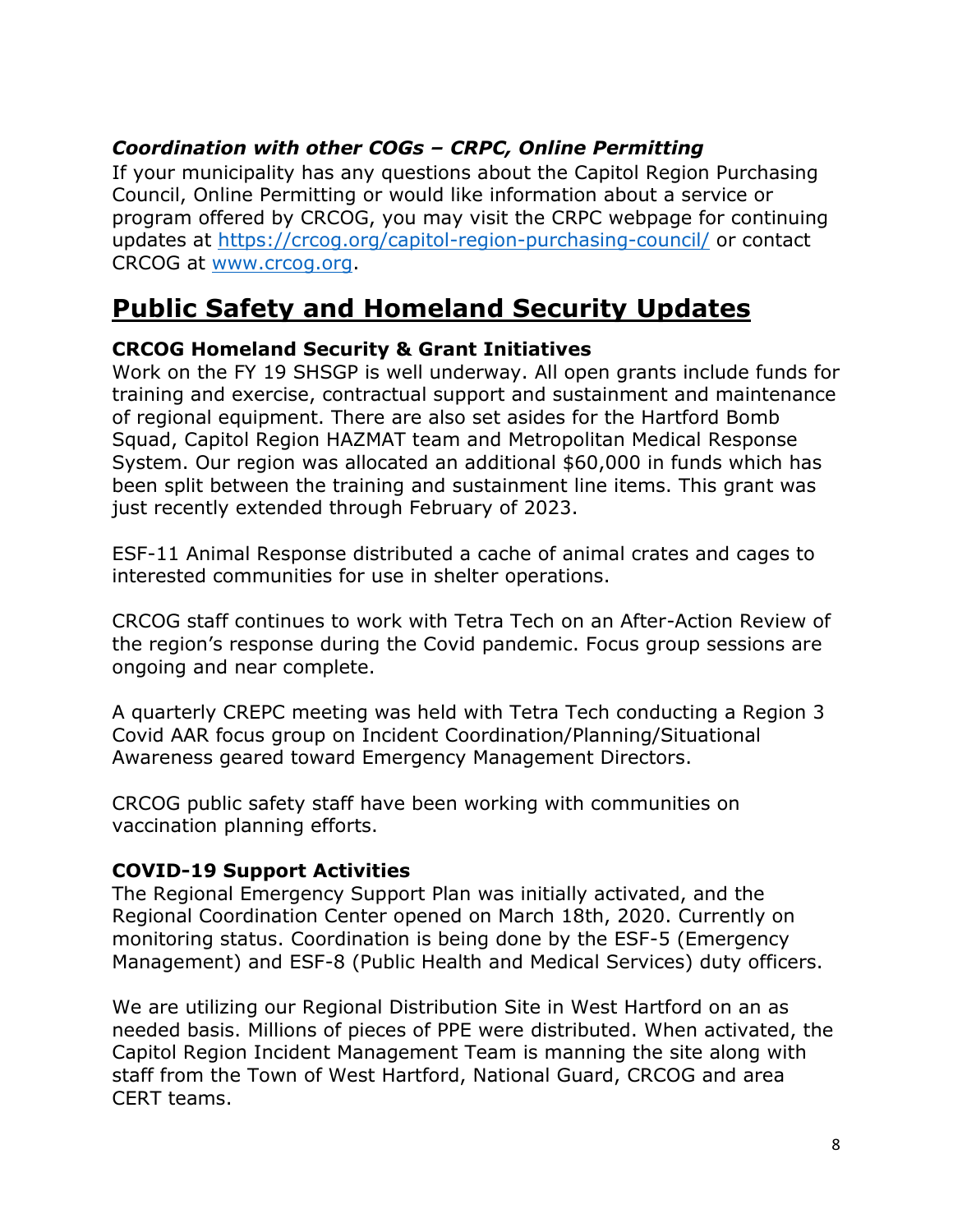### *Coordination with other COGs – CRPC, Online Permitting*

If your municipality has any questions about the Capitol Region Purchasing Council, Online Permitting or would like information about a service or program offered by CRCOG, you may visit the CRPC webpage for continuing updates at https://crcog.org/capitol-region-purchasing-council/ or contact CRCOG at www.crcog.org.

## Public Safety and Homeland Security Updates

**CRCOG Homeland Security & Grant Initiatives**

Work on the FY 19 SHSGP is well underway. All open grants include funds for training and exercise, contractual support and sustainment and maintenance of regional equipment. There are also set asides for the Hartford Bomb Squad, Capitol Region HAZMAT team and Metropolitan Medical Response System. Our region was allocated an additional $60,000 in funds which has been split between the training and sustainment line items. This grant was just recently extended through February of 2023.

ESF-11 Animal Response distributed a cache of animal crates and cages to interested communities for use in shelter operations.

CRCOG staff continues to work with Tetra Tech on an After-Action Review of the region's response during the Covid pandemic. Focus group sessions are ongoing and near complete.

A quarterly CREPC meeting was held with Tetra Tech conducting a Region 3 Covid AAR focus group on Incident Coordination/Planning/Situational Awareness geared toward Emergency Management Directors.

CRCOG public safety staff have been working with communities on vaccination planning efforts.

**COVID-19 Support Activities**

The Regional Emergency Support Plan was initially activated, and the Regional Coordination Center opened on March 18th, 2020. Currently on monitoring status. Coordination is being done by the ESF-5 (Emergency Management) and ESF-8 (Public Health and Medical Services) duty officers.

We are utilizing our Regional Distribution Site in West Hartford on an as needed basis. Millions of pieces of PPE were distributed. When activated, the Capitol Region Incident Management Team is manning the site along with staff from the Town of West Hartford, National Guard, CRCOG and area CERT teams.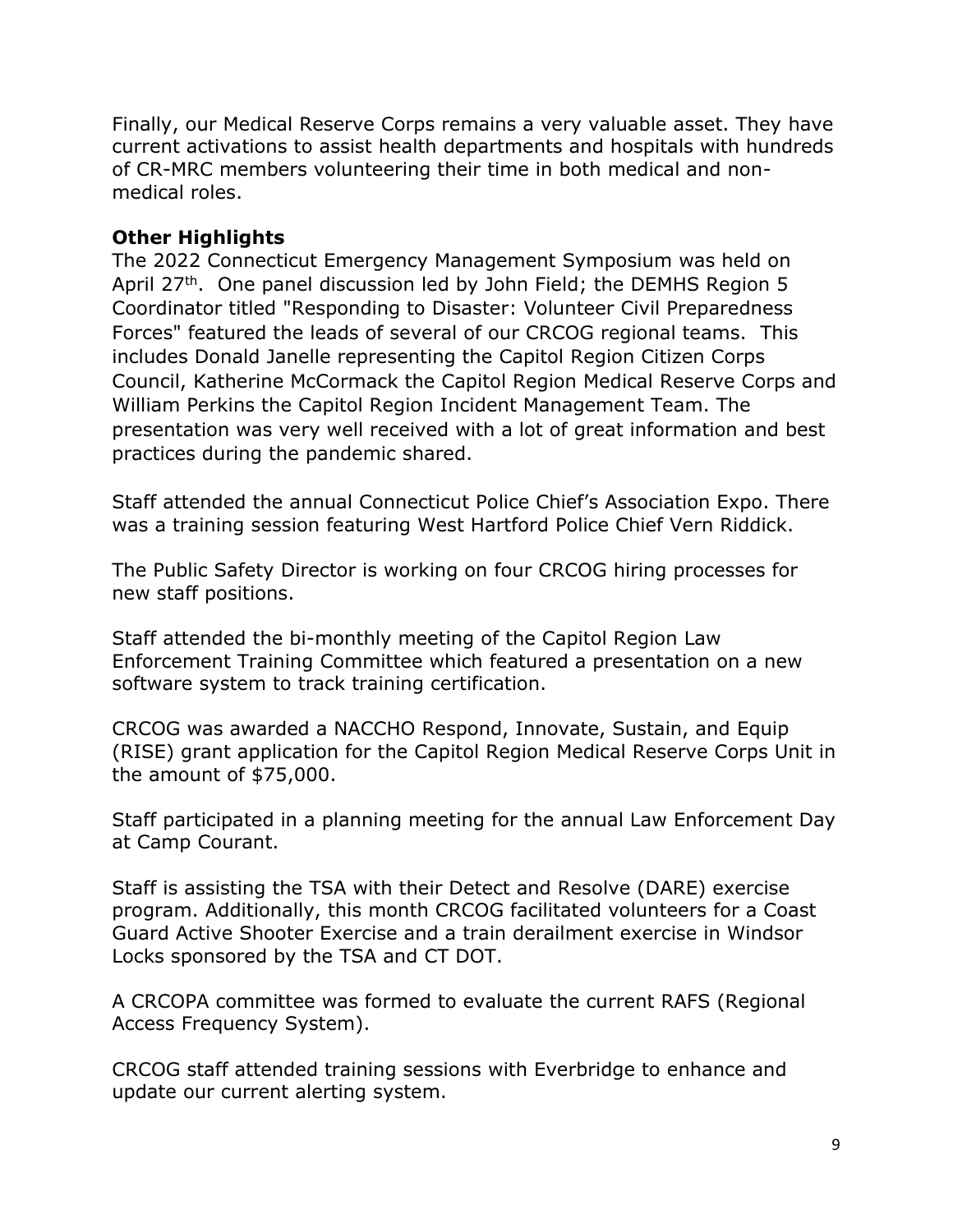Finally, our Medical Reserve Corps remains a very valuable asset. They have current activations to assist health departments and hospitals with hundreds of CR-MRC members volunteering their time in both medical and non-medical roles.

**Other Highlights**

The 2022 Connecticut Emergency Management Symposium was held on April 27th. One panel discussion led by John Field; the DEMHS Region 5 Coordinator titled "Responding to Disaster: Volunteer Civil Preparedness Forces" featured the leads of several of our CRCOG regional teams. This includes Donald Janelle representing the Capitol Region Citizen Corps Council, Katherine McCormack the Capitol Region Medical Reserve Corps and William Perkins the Capitol Region Incident Management Team. The presentation was very well received with a lot of great information and best practices during the pandemic shared.

Staff attended the annual Connecticut Police Chief's Association Expo. There was a training session featuring West Hartford Police Chief Vern Riddick.

The Public Safety Director is working on four CRCOG hiring processes for new staff positions.

Staff attended the bi-monthly meeting of the Capitol Region Law Enforcement Training Committee which featured a presentation on a new software system to track training certification.

CRCOG was awarded a NACCHO Respond, Innovate, Sustain, and Equip (RISE) grant application for the Capitol Region Medical Reserve Corps Unit in the amount of $75,000.

Staff participated in a planning meeting for the annual Law Enforcement Day at Camp Courant.

Staff is assisting the TSA with their Detect and Resolve (DARE) exercise program. Additionally, this month CRCOG facilitated volunteers for a Coast Guard Active Shooter Exercise and a train derailment exercise in Windsor Locks sponsored by the TSA and CT DOT.

A CRCOPA committee was formed to evaluate the current RAFS (Regional Access Frequency System).

CRCOG staff attended training sessions with Everbridge to enhance and update our current alerting system.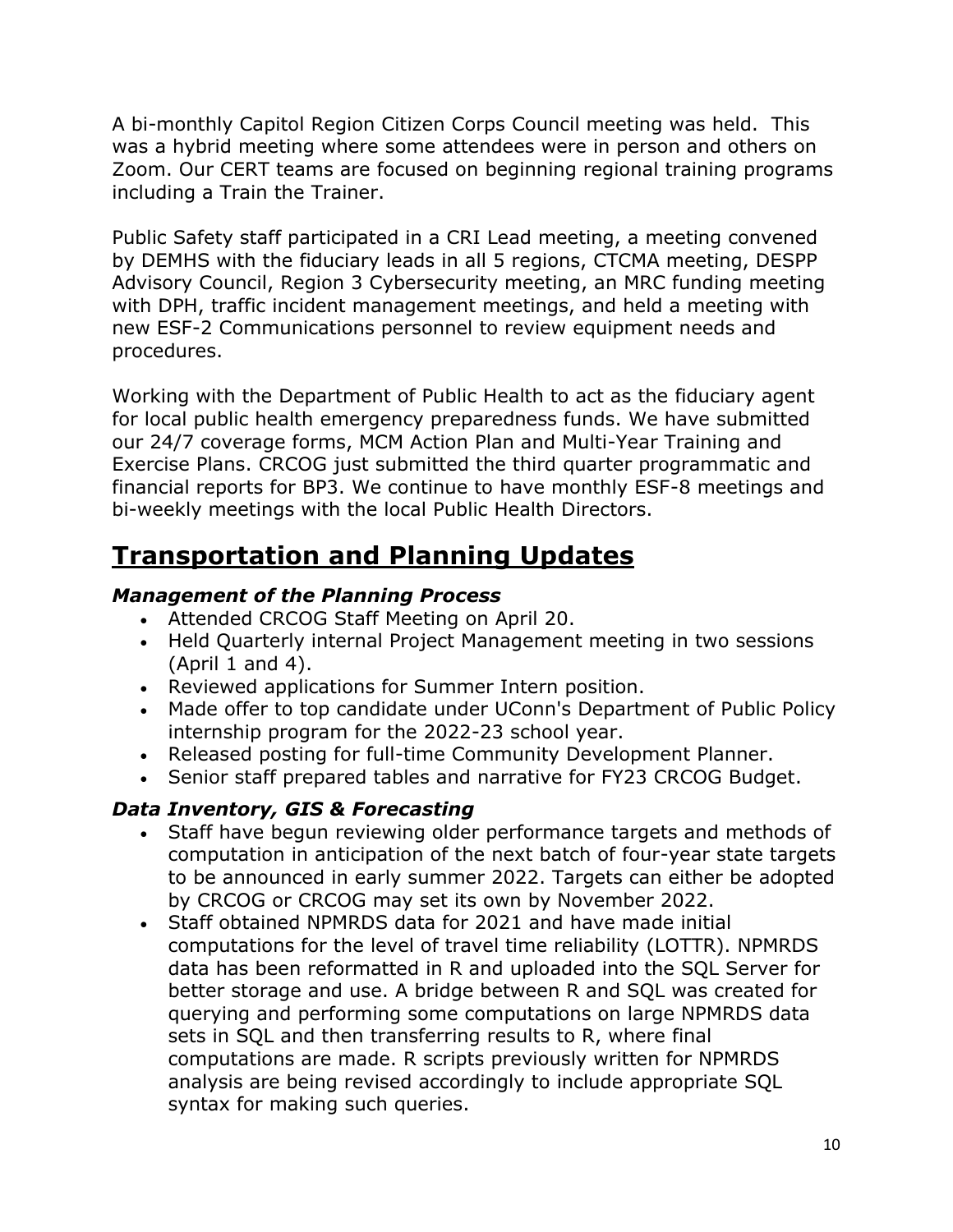A bi-monthly Capitol Region Citizen Corps Council meeting was held. This was a hybrid meeting where some attendees were in person and others on Zoom. Our CERT teams are focused on beginning regional training programs including a Train the Trainer.

Public Safety staff participated in a CRI Lead meeting, a meeting convened by DEMHS with the fiduciary leads in all 5 regions, CTCMA meeting, DESPP Advisory Council, Region 3 Cybersecurity meeting, an MRC funding meeting with DPH, traffic incident management meetings, and held a meeting with new ESF-2 Communications personnel to review equipment needs and procedures.

Working with the Department of Public Health to act as the fiduciary agent for local public health emergency preparedness funds. We have submitted our 24/7 coverage forms, MCM Action Plan and Multi-Year Training and Exercise Plans. CRCOG just submitted the third quarter programmatic and financial reports for BP3. We continue to have monthly ESF-8 meetings and bi-weekly meetings with the local Public Health Directors.

## Transportation and Planning Updates

### *Management of the Planning Process*

- Attended CRCOG Staff Meeting on April 20.
- Held Quarterly internal Project Management meeting in two sessions (April 1 and 4).
- Reviewed applications for Summer Intern position.
- Made offer to top candidate under UConn's Department of Public Policy internship program for the 2022-23 school year.
- Released posting for full-time Community Development Planner.
- Senior staff prepared tables and narrative for FY23 CRCOG Budget.

### *Data Inventory, GIS & Forecasting*

- Staff have begun reviewing older performance targets and methods of computation in anticipation of the next batch of four-year state targets to be announced in early summer 2022. Targets can either be adopted by CRCOG or CRCOG may set its own by November 2022.
- Staff obtained NPMRDS data for 2021 and have made initial computations for the level of travel time reliability (LOTTR). NPMRDS data has been reformatted in R and uploaded into the SQL Server for better storage and use. A bridge between R and SQL was created for querying and performing some computations on large NPMRDS data sets in SQL and then transferring results to R, where final computations are made. R scripts previously written for NPMRDS analysis are being revised accordingly to include appropriate SQL syntax for making such queries.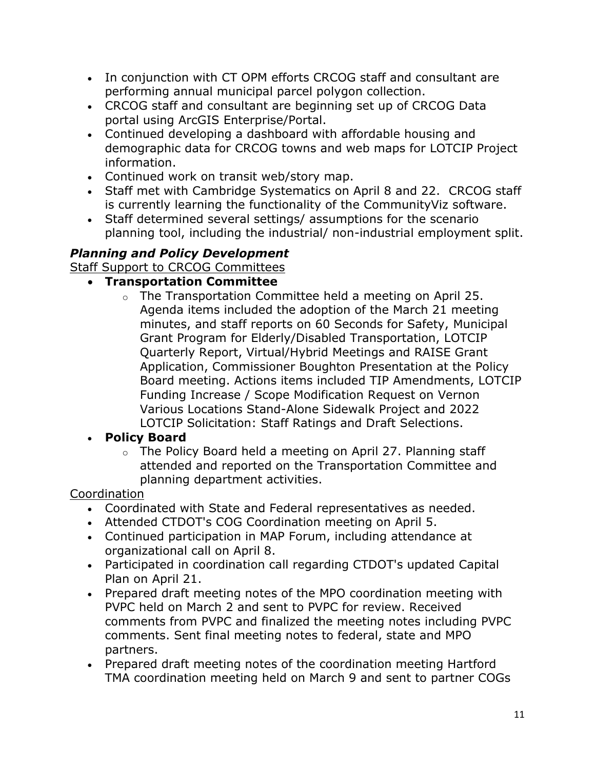- In conjunction with CT OPM efforts CRCOG staff and consultant are performing annual municipal parcel polygon collection.
- CRCOG staff and consultant are beginning set up of CRCOG Data portal using ArcGIS Enterprise/Portal.
- Continued developing a dashboard with affordable housing and demographic data for CRCOG towns and web maps for LOTCIP Project information.
- Continued work on transit web/story map.
- Staff met with Cambridge Systematics on April 8 and 22. CRCOG staff is currently learning the functionality of the CommunityViz software.
- Staff determined several settings/ assumptions for the scenario planning tool, including the industrial/ non-industrial employment split.

***Planning and Policy Development***

Staff Support to CRCOG Committees

- **Transportation Committee**
  - The Transportation Committee held a meeting on April 25. Agenda items included the adoption of the March 21 meeting minutes, and staff reports on 60 Seconds for Safety, Municipal Grant Program for Elderly/Disabled Transportation, LOTCIP Quarterly Report, Virtual/Hybrid Meetings and RAISE Grant Application, Commissioner Boughton Presentation at the Policy Board meeting. Actions items included TIP Amendments, LOTCIP Funding Increase / Scope Modification Request on Vernon Various Locations Stand-Alone Sidewalk Project and 2022 LOTCIP Solicitation: Staff Ratings and Draft Selections.
- **Policy Board**
  - The Policy Board held a meeting on April 27. Planning staff attended and reported on the Transportation Committee and planning department activities.

Coordination

- Coordinated with State and Federal representatives as needed.
- Attended CTDOT's COG Coordination meeting on April 5.
- Continued participation in MAP Forum, including attendance at organizational call on April 8.
- Participated in coordination call regarding CTDOT's updated Capital Plan on April 21.
- Prepared draft meeting notes of the MPO coordination meeting with PVPC held on March 2 and sent to PVPC for review. Received comments from PVPC and finalized the meeting notes including PVPC comments. Sent final meeting notes to federal, state and MPO partners.
- Prepared draft meeting notes of the coordination meeting Hartford TMA coordination meeting held on March 9 and sent to partner COGs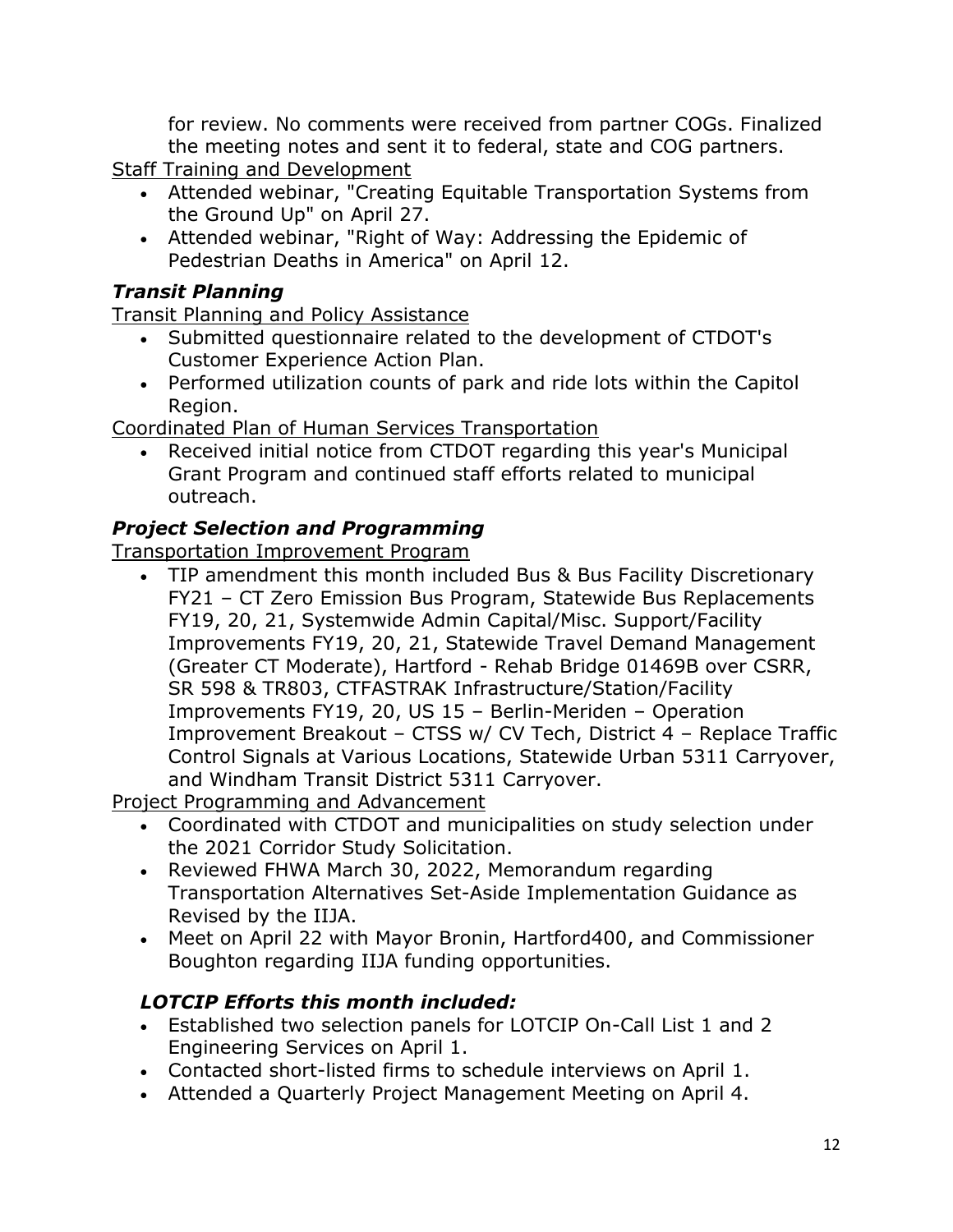for review. No comments were received from partner COGs. Finalized the meeting notes and sent it to federal, state and COG partners.

Staff Training and Development

- Attended webinar, "Creating Equitable Transportation Systems from the Ground Up" on April 27.
- Attended webinar, "Right of Way: Addressing the Epidemic of Pedestrian Deaths in America" on April 12.

### *Transit Planning*

Transit Planning and Policy Assistance

- Submitted questionnaire related to the development of CTDOT's Customer Experience Action Plan.
- Performed utilization counts of park and ride lots within the Capitol Region.

Coordinated Plan of Human Services Transportation

- Received initial notice from CTDOT regarding this year's Municipal Grant Program and continued staff efforts related to municipal outreach.

### *Project Selection and Programming*

Transportation Improvement Program

- TIP amendment this month included Bus & Bus Facility Discretionary FY21 – CT Zero Emission Bus Program, Statewide Bus Replacements FY19, 20, 21, Systemwide Admin Capital/Misc. Support/Facility Improvements FY19, 20, 21, Statewide Travel Demand Management (Greater CT Moderate), Hartford - Rehab Bridge 01469B over CSRR, SR 598 & TR803, CTFASTRAK Infrastructure/Station/Facility Improvements FY19, 20, US 15 – Berlin-Meriden – Operation Improvement Breakout – CTSS w/ CV Tech, District 4 – Replace Traffic Control Signals at Various Locations, Statewide Urban 5311 Carryover, and Windham Transit District 5311 Carryover.

Project Programming and Advancement

- Coordinated with CTDOT and municipalities on study selection under the 2021 Corridor Study Solicitation.
- Reviewed FHWA March 30, 2022, Memorandum regarding Transportation Alternatives Set-Aside Implementation Guidance as Revised by the IIJA.
- Meet on April 22 with Mayor Bronin, Hartford400, and Commissioner Boughton regarding IIJA funding opportunities.

### *LOTCIP Efforts this month included:*

- Established two selection panels for LOTCIP On-Call List 1 and 2 Engineering Services on April 1.
- Contacted short-listed firms to schedule interviews on April 1.
- Attended a Quarterly Project Management Meeting on April 4.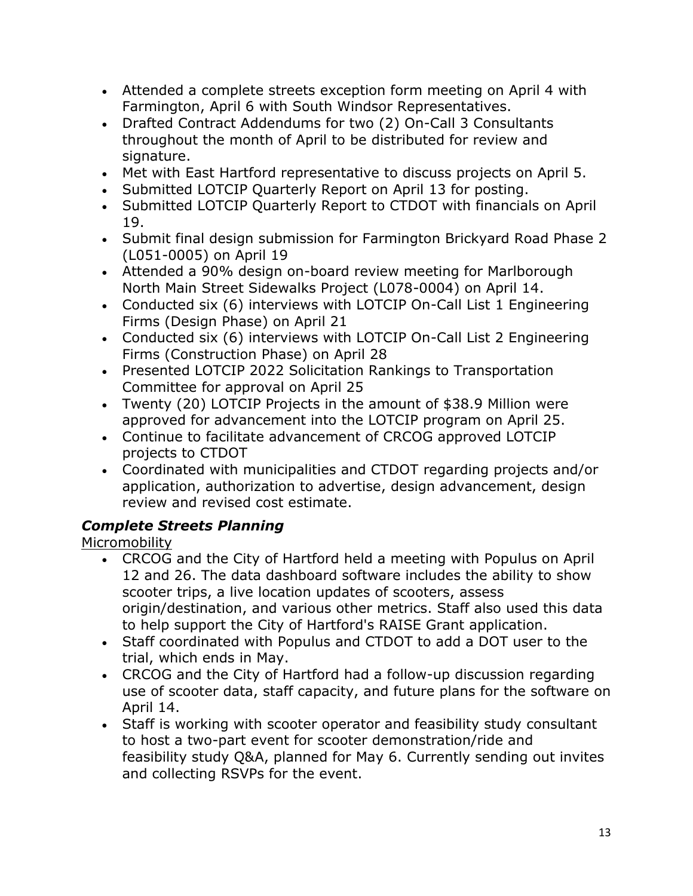- Attended a complete streets exception form meeting on April 4 with Farmington, April 6 with South Windsor Representatives.
- Drafted Contract Addendums for two (2) On-Call 3 Consultants throughout the month of April to be distributed for review and signature.
- Met with East Hartford representative to discuss projects on April 5.
- Submitted LOTCIP Quarterly Report on April 13 for posting.
- Submitted LOTCIP Quarterly Report to CTDOT with financials on April 19.
- Submit final design submission for Farmington Brickyard Road Phase 2 (L051-0005) on April 19
- Attended a 90% design on-board review meeting for Marlborough North Main Street Sidewalks Project (L078-0004) on April 14.
- Conducted six (6) interviews with LOTCIP On-Call List 1 Engineering Firms (Design Phase) on April 21
- Conducted six (6) interviews with LOTCIP On-Call List 2 Engineering Firms (Construction Phase) on April 28
- Presented LOTCIP 2022 Solicitation Rankings to Transportation Committee for approval on April 25
- Twenty (20) LOTCIP Projects in the amount of $38.9 Million were approved for advancement into the LOTCIP program on April 25.
- Continue to facilitate advancement of CRCOG approved LOTCIP projects to CTDOT
- Coordinated with municipalities and CTDOT regarding projects and/or application, authorization to advertise, design advancement, design review and revised cost estimate.

### *Complete Streets Planning*

<u>Micromobility</u>

- CRCOG and the City of Hartford held a meeting with Populus on April 12 and 26. The data dashboard software includes the ability to show scooter trips, a live location updates of scooters, assess origin/destination, and various other metrics. Staff also used this data to help support the City of Hartford's RAISE Grant application.
- Staff coordinated with Populus and CTDOT to add a DOT user to the trial, which ends in May.
- CRCOG and the City of Hartford had a follow-up discussion regarding use of scooter data, staff capacity, and future plans for the software on April 14.
- Staff is working with scooter operator and feasibility study consultant to host a two-part event for scooter demonstration/ride and feasibility study Q&A, planned for May 6. Currently sending out invites and collecting RSVPs for the event.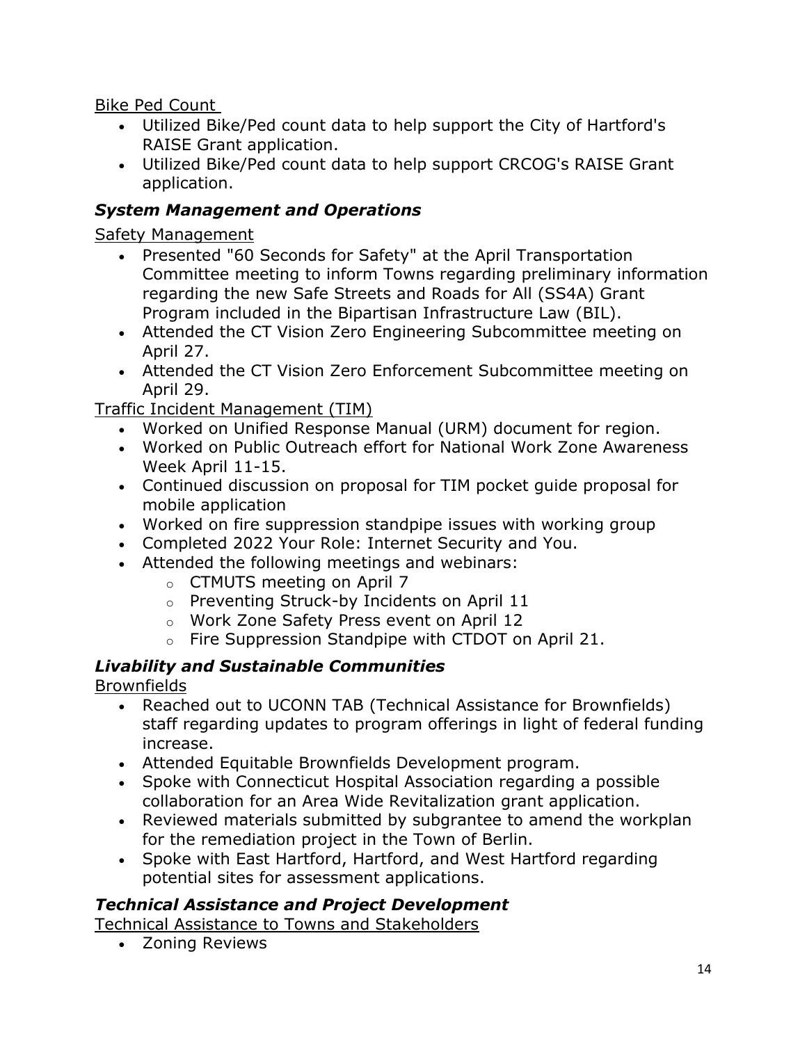<u>Bike Ped Count</u>

- Utilized Bike/Ped count data to help support the City of Hartford's RAISE Grant application.
- Utilized Bike/Ped count data to help support CRCOG's RAISE Grant application.

### ***System Management and Operations***

<u>Safety Management</u>

- Presented "60 Seconds for Safety" at the April Transportation Committee meeting to inform Towns regarding preliminary information regarding the new Safe Streets and Roads for All (SS4A) Grant Program included in the Bipartisan Infrastructure Law (BIL).
- Attended the CT Vision Zero Engineering Subcommittee meeting on April 27.
- Attended the CT Vision Zero Enforcement Subcommittee meeting on April 29.

<u>Traffic Incident Management (TIM)</u>

- Worked on Unified Response Manual (URM) document for region.
- Worked on Public Outreach effort for National Work Zone Awareness Week April 11-15.
- Continued discussion on proposal for TIM pocket guide proposal for mobile application
- Worked on fire suppression standpipe issues with working group
- Completed 2022 Your Role: Internet Security and You.
- Attended the following meetings and webinars:
    - CTMUTS meeting on April 7
    - Preventing Struck-by Incidents on April 11
    - Work Zone Safety Press event on April 12
    - Fire Suppression Standpipe with CTDOT on April 21.

### ***Livability and Sustainable Communities***

<u>Brownfields</u>

- Reached out to UCONN TAB (Technical Assistance for Brownfields) staff regarding updates to program offerings in light of federal funding increase.
- Attended Equitable Brownfields Development program.
- Spoke with Connecticut Hospital Association regarding a possible collaboration for an Area Wide Revitalization grant application.
- Reviewed materials submitted by subgrantee to amend the workplan for the remediation project in the Town of Berlin.
- Spoke with East Hartford, Hartford, and West Hartford regarding potential sites for assessment applications.

### ***Technical Assistance and Project Development***

<u>Technical Assistance to Towns and Stakeholders</u>

- Zoning Reviews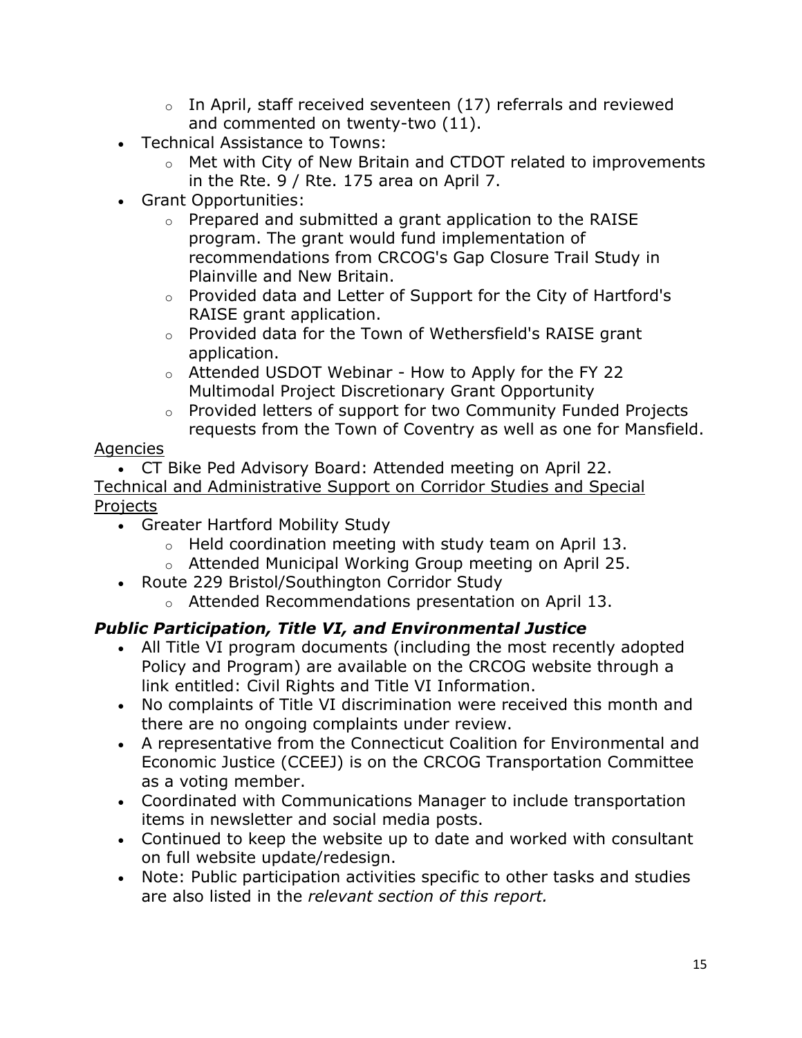- In April, staff received seventeen (17) referrals and reviewed and commented on twenty-two (11).
- Technical Assistance to Towns:
  - Met with City of New Britain and CTDOT related to improvements in the Rte. 9 / Rte. 175 area on April 7.
- Grant Opportunities:
  - Prepared and submitted a grant application to the RAISE program. The grant would fund implementation of recommendations from CRCOG's Gap Closure Trail Study in Plainville and New Britain.
  - Provided data and Letter of Support for the City of Hartford's RAISE grant application.
  - Provided data for the Town of Wethersfield's RAISE grant application.
  - Attended USDOT Webinar - How to Apply for the FY 22 Multimodal Project Discretionary Grant Opportunity
  - Provided letters of support for two Community Funded Projects requests from the Town of Coventry as well as one for Mansfield.

<u>Agencies</u>

- CT Bike Ped Advisory Board: Attended meeting on April 22.

<u>Technical and Administrative Support on Corridor Studies and Special Projects</u>

- Greater Hartford Mobility Study
  - Held coordination meeting with study team on April 13.
  - Attended Municipal Working Group meeting on April 25.
- Route 229 Bristol/Southington Corridor Study
  - Attended Recommendations presentation on April 13.

### ***Public Participation, Title VI, and Environmental Justice***

- All Title VI program documents (including the most recently adopted Policy and Program) are available on the CRCOG website through a link entitled: Civil Rights and Title VI Information.
- No complaints of Title VI discrimination were received this month and there are no ongoing complaints under review.
- A representative from the Connecticut Coalition for Environmental and Economic Justice (CCEEJ) is on the CRCOG Transportation Committee as a voting member.
- Coordinated with Communications Manager to include transportation items in newsletter and social media posts.
- Continued to keep the website up to date and worked with consultant on full website update/redesign.
- Note: Public participation activities specific to other tasks and studies are also listed in the *relevant section of this report.*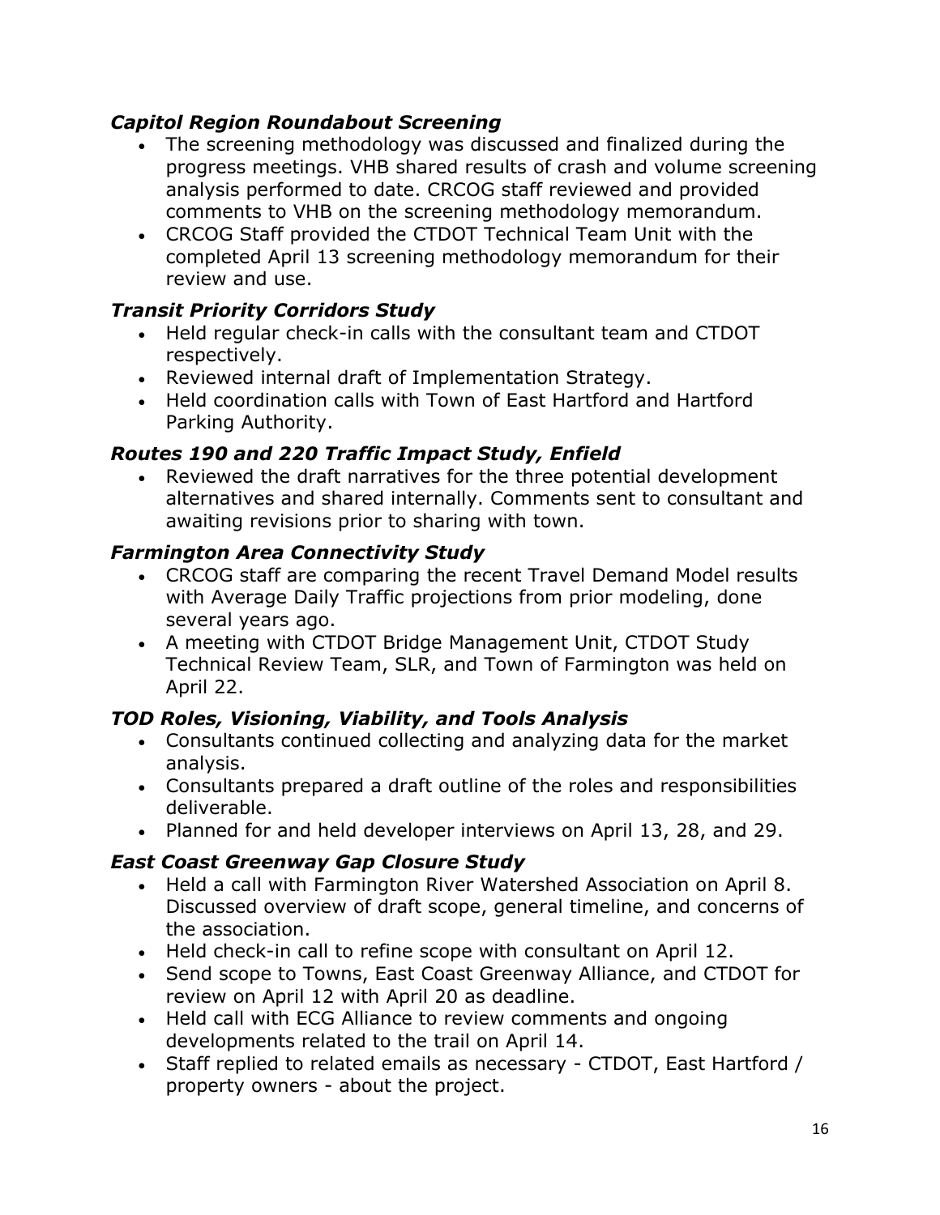### *Capitol Region Roundabout Screening*

- The screening methodology was discussed and finalized during the progress meetings. VHB shared results of crash and volume screening analysis performed to date. CRCOG staff reviewed and provided comments to VHB on the screening methodology memorandum.
- CRCOG Staff provided the CTDOT Technical Team Unit with the completed April 13 screening methodology memorandum for their review and use.

### *Transit Priority Corridors Study*

- Held regular check-in calls with the consultant team and CTDOT respectively.
- Reviewed internal draft of Implementation Strategy.
- Held coordination calls with Town of East Hartford and Hartford Parking Authority.

### *Routes 190 and 220 Traffic Impact Study, Enfield*

- Reviewed the draft narratives for the three potential development alternatives and shared internally. Comments sent to consultant and awaiting revisions prior to sharing with town.

### *Farmington Area Connectivity Study*

- CRCOG staff are comparing the recent Travel Demand Model results with Average Daily Traffic projections from prior modeling, done several years ago.
- A meeting with CTDOT Bridge Management Unit, CTDOT Study Technical Review Team, SLR, and Town of Farmington was held on April 22.

### *TOD Roles, Visioning, Viability, and Tools Analysis*

- Consultants continued collecting and analyzing data for the market analysis.
- Consultants prepared a draft outline of the roles and responsibilities deliverable.
- Planned for and held developer interviews on April 13, 28, and 29.

### *East Coast Greenway Gap Closure Study*

- Held a call with Farmington River Watershed Association on April 8. Discussed overview of draft scope, general timeline, and concerns of the association.
- Held check-in call to refine scope with consultant on April 12.
- Send scope to Towns, East Coast Greenway Alliance, and CTDOT for review on April 12 with April 20 as deadline.
- Held call with ECG Alliance to review comments and ongoing developments related to the trail on April 14.
- Staff replied to related emails as necessary - CTDOT, East Hartford / property owners - about the project.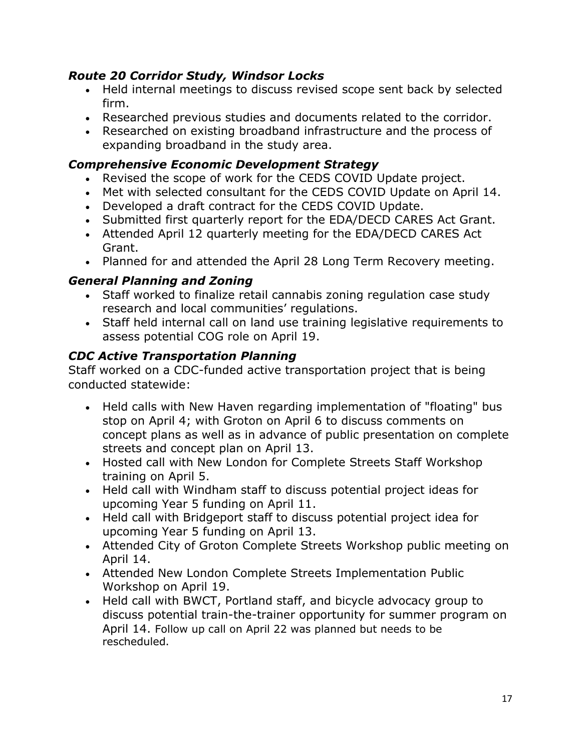### *Route 20 Corridor Study, Windsor Locks*

- Held internal meetings to discuss revised scope sent back by selected firm.
- Researched previous studies and documents related to the corridor.
- Researched on existing broadband infrastructure and the process of expanding broadband in the study area.

### *Comprehensive Economic Development Strategy*

- Revised the scope of work for the CEDS COVID Update project.
- Met with selected consultant for the CEDS COVID Update on April 14.
- Developed a draft contract for the CEDS COVID Update.
- Submitted first quarterly report for the EDA/DECD CARES Act Grant.
- Attended April 12 quarterly meeting for the EDA/DECD CARES Act Grant.
- Planned for and attended the April 28 Long Term Recovery meeting.

### *General Planning and Zoning*

- Staff worked to finalize retail cannabis zoning regulation case study research and local communities' regulations.
- Staff held internal call on land use training legislative requirements to assess potential COG role on April 19.

### *CDC Active Transportation Planning*

Staff worked on a CDC-funded active transportation project that is being conducted statewide:

- Held calls with New Haven regarding implementation of "floating" bus stop on April 4; with Groton on April 6 to discuss comments on concept plans as well as in advance of public presentation on complete streets and concept plan on April 13.
- Hosted call with New London for Complete Streets Staff Workshop training on April 5.
- Held call with Windham staff to discuss potential project ideas for upcoming Year 5 funding on April 11.
- Held call with Bridgeport staff to discuss potential project idea for upcoming Year 5 funding on April 13.
- Attended City of Groton Complete Streets Workshop public meeting on April 14.
- Attended New London Complete Streets Implementation Public Workshop on April 19.
- Held call with BWCT, Portland staff, and bicycle advocacy group to discuss potential train-the-trainer opportunity for summer program on April 14. Follow up call on April 22 was planned but needs to be rescheduled.